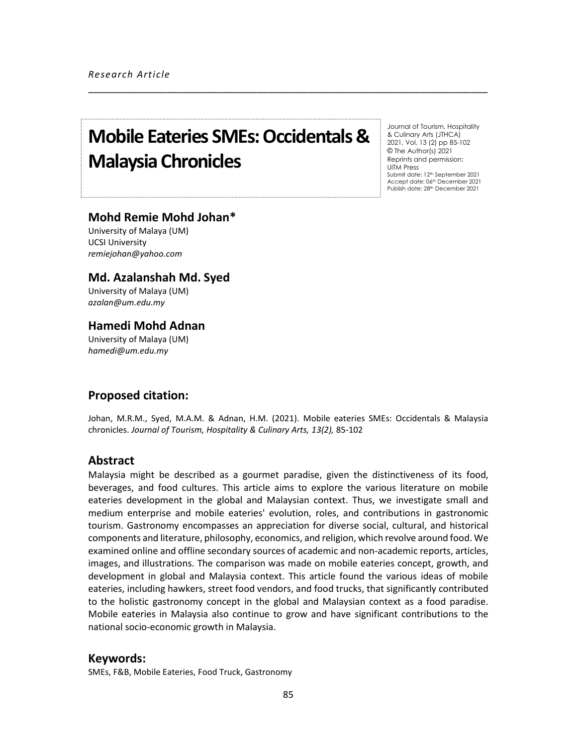*Research Article*

# Mobile Eateries SMEs: Occidentals & Malaysia Chronicles

Journal of Tourism, Hospitality & Culinary Arts (JTHCA)
2021, Vol. 13 (2) pp 85-102
© The Author(s) 2021
Reprints and permission: UiTM Press
Submit date: 12th September 2021
Accept date: 06th December 2021
Publish date: 28th December 2021

## Mohd Remie Mohd Johan*

University of Malaya (UM)
UCSI University
*remiejohan@yahoo.com*

## Md. Azalanshah Md. Syed

University of Malaya (UM)
*azalan@um.edu.my*

## Hamedi Mohd Adnan

University of Malaya (UM)
*hamedi@um.edu.my*

## Proposed citation:

Johan, M.R.M., Syed, M.A.M. & Adnan, H.M. (2021). Mobile eateries SMEs: Occidentals & Malaysia chronicles. *Journal of Tourism, Hospitality & Culinary Arts, 13(2),* 85-102

## Abstract

Malaysia might be described as a gourmet paradise, given the distinctiveness of its food, beverages, and food cultures. This article aims to explore the various literature on mobile eateries development in the global and Malaysian context. Thus, we investigate small and medium enterprise and mobile eateries' evolution, roles, and contributions in gastronomic tourism. Gastronomy encompasses an appreciation for diverse social, cultural, and historical components and literature, philosophy, economics, and religion, which revolve around food. We examined online and offline secondary sources of academic and non-academic reports, articles, images, and illustrations. The comparison was made on mobile eateries concept, growth, and development in global and Malaysia context. This article found the various ideas of mobile eateries, including hawkers, street food vendors, and food trucks, that significantly contributed to the holistic gastronomy concept in the global and Malaysian context as a food paradise. Mobile eateries in Malaysia also continue to grow and have significant contributions to the national socio-economic growth in Malaysia.

## Keywords:

SMEs, F&B, Mobile Eateries, Food Truck, Gastronomy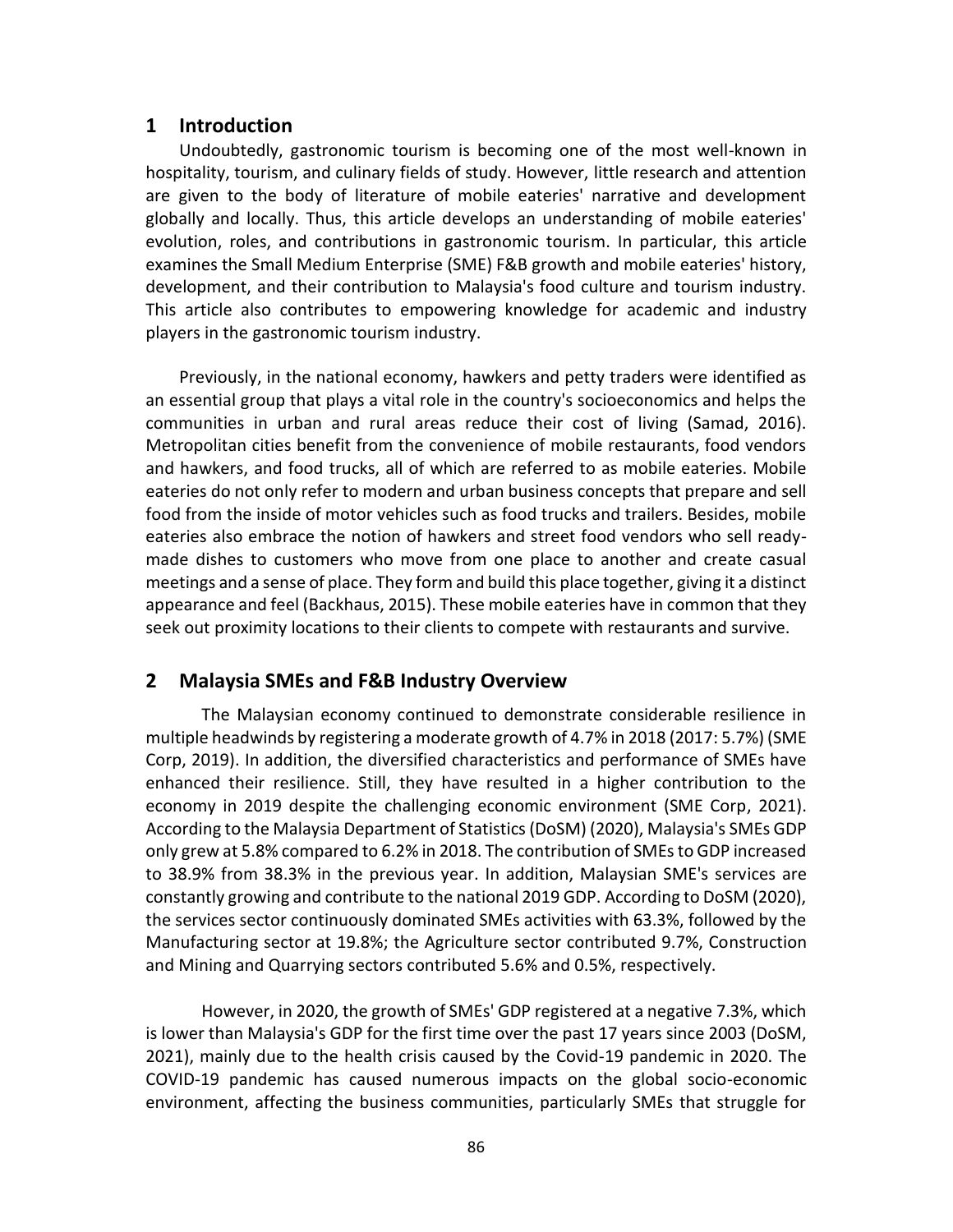## 1 Introduction

Undoubtedly, gastronomic tourism is becoming one of the most well-known in hospitality, tourism, and culinary fields of study. However, little research and attention are given to the body of literature of mobile eateries' narrative and development globally and locally. Thus, this article develops an understanding of mobile eateries' evolution, roles, and contributions in gastronomic tourism. In particular, this article examines the Small Medium Enterprise (SME) F&B growth and mobile eateries' history, development, and their contribution to Malaysia's food culture and tourism industry. This article also contributes to empowering knowledge for academic and industry players in the gastronomic tourism industry.

Previously, in the national economy, hawkers and petty traders were identified as an essential group that plays a vital role in the country's socioeconomics and helps the communities in urban and rural areas reduce their cost of living (Samad, 2016). Metropolitan cities benefit from the convenience of mobile restaurants, food vendors and hawkers, and food trucks, all of which are referred to as mobile eateries. Mobile eateries do not only refer to modern and urban business concepts that prepare and sell food from the inside of motor vehicles such as food trucks and trailers. Besides, mobile eateries also embrace the notion of hawkers and street food vendors who sell ready-made dishes to customers who move from one place to another and create casual meetings and a sense of place. They form and build this place together, giving it a distinct appearance and feel (Backhaus, 2015). These mobile eateries have in common that they seek out proximity locations to their clients to compete with restaurants and survive.

## 2 Malaysia SMEs and F&B Industry Overview

The Malaysian economy continued to demonstrate considerable resilience in multiple headwinds by registering a moderate growth of 4.7% in 2018 (2017: 5.7%) (SME Corp, 2019). In addition, the diversified characteristics and performance of SMEs have enhanced their resilience. Still, they have resulted in a higher contribution to the economy in 2019 despite the challenging economic environment (SME Corp, 2021). According to the Malaysia Department of Statistics (DoSM) (2020), Malaysia's SMEs GDP only grew at 5.8% compared to 6.2% in 2018. The contribution of SMEs to GDP increased to 38.9% from 38.3% in the previous year. In addition, Malaysian SME's services are constantly growing and contribute to the national 2019 GDP. According to DoSM (2020), the services sector continuously dominated SMEs activities with 63.3%, followed by the Manufacturing sector at 19.8%; the Agriculture sector contributed 9.7%, Construction and Mining and Quarrying sectors contributed 5.6% and 0.5%, respectively.

However, in 2020, the growth of SMEs' GDP registered at a negative 7.3%, which is lower than Malaysia's GDP for the first time over the past 17 years since 2003 (DoSM, 2021), mainly due to the health crisis caused by the Covid-19 pandemic in 2020. The COVID-19 pandemic has caused numerous impacts on the global socio-economic environment, affecting the business communities, particularly SMEs that struggle for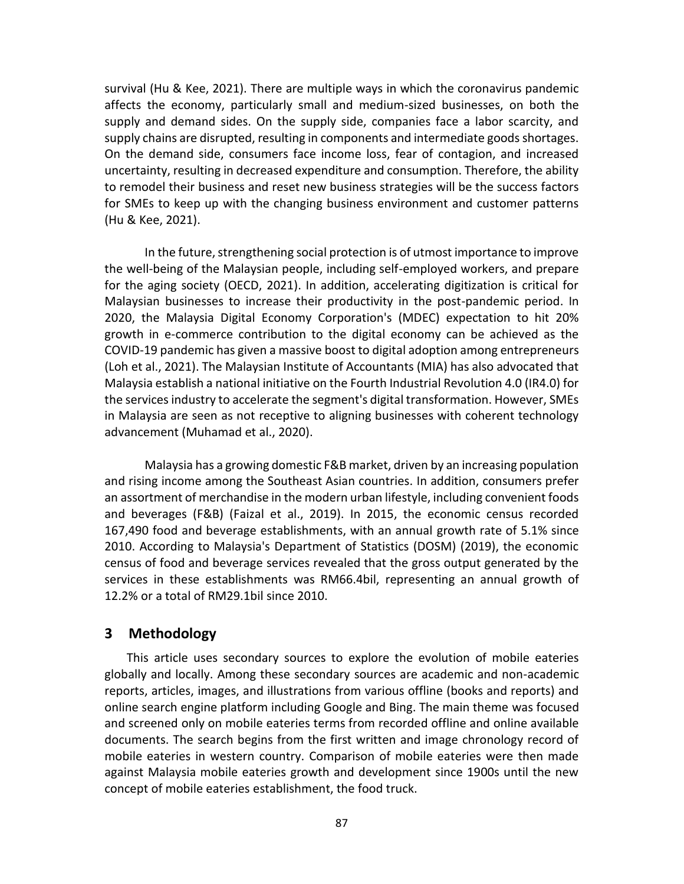survival (Hu & Kee, 2021). There are multiple ways in which the coronavirus pandemic affects the economy, particularly small and medium-sized businesses, on both the supply and demand sides. On the supply side, companies face a labor scarcity, and supply chains are disrupted, resulting in components and intermediate goods shortages. On the demand side, consumers face income loss, fear of contagion, and increased uncertainty, resulting in decreased expenditure and consumption. Therefore, the ability to remodel their business and reset new business strategies will be the success factors for SMEs to keep up with the changing business environment and customer patterns (Hu & Kee, 2021).

In the future, strengthening social protection is of utmost importance to improve the well-being of the Malaysian people, including self-employed workers, and prepare for the aging society (OECD, 2021). In addition, accelerating digitization is critical for Malaysian businesses to increase their productivity in the post-pandemic period. In 2020, the Malaysia Digital Economy Corporation's (MDEC) expectation to hit 20% growth in e-commerce contribution to the digital economy can be achieved as the COVID-19 pandemic has given a massive boost to digital adoption among entrepreneurs (Loh et al., 2021). The Malaysian Institute of Accountants (MIA) has also advocated that Malaysia establish a national initiative on the Fourth Industrial Revolution 4.0 (IR4.0) for the services industry to accelerate the segment's digital transformation. However, SMEs in Malaysia are seen as not receptive to aligning businesses with coherent technology advancement (Muhamad et al., 2020).

Malaysia has a growing domestic F&B market, driven by an increasing population and rising income among the Southeast Asian countries. In addition, consumers prefer an assortment of merchandise in the modern urban lifestyle, including convenient foods and beverages (F&B) (Faizal et al., 2019). In 2015, the economic census recorded 167,490 food and beverage establishments, with an annual growth rate of 5.1% since 2010. According to Malaysia's Department of Statistics (DOSM) (2019), the economic census of food and beverage services revealed that the gross output generated by the services in these establishments was RM66.4bil, representing an annual growth of 12.2% or a total of RM29.1bil since 2010.

## 3 Methodology

This article uses secondary sources to explore the evolution of mobile eateries globally and locally. Among these secondary sources are academic and non-academic reports, articles, images, and illustrations from various offline (books and reports) and online search engine platform including Google and Bing. The main theme was focused and screened only on mobile eateries terms from recorded offline and online available documents. The search begins from the first written and image chronology record of mobile eateries in western country. Comparison of mobile eateries were then made against Malaysia mobile eateries growth and development since 1900s until the new concept of mobile eateries establishment, the food truck.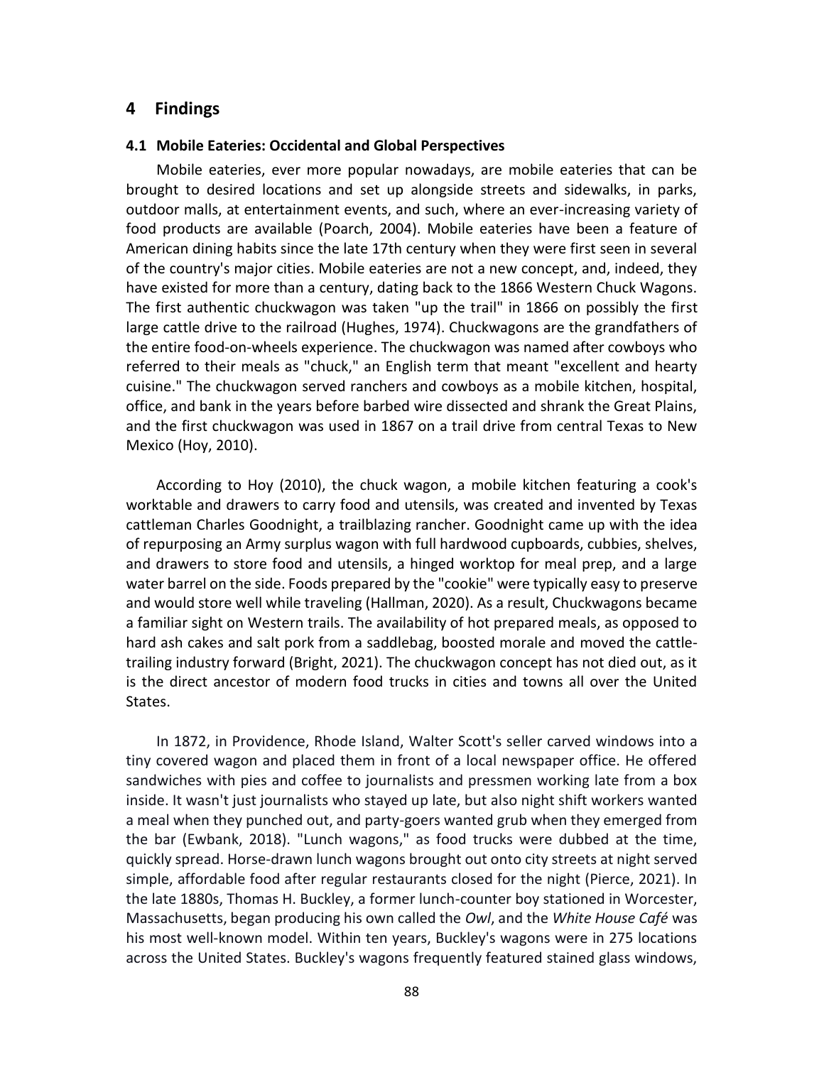## 4 Findings

### 4.1 Mobile Eateries: Occidental and Global Perspectives

Mobile eateries, ever more popular nowadays, are mobile eateries that can be brought to desired locations and set up alongside streets and sidewalks, in parks, outdoor malls, at entertainment events, and such, where an ever-increasing variety of food products are available (Poarch, 2004). Mobile eateries have been a feature of American dining habits since the late 17th century when they were first seen in several of the country's major cities. Mobile eateries are not a new concept, and, indeed, they have existed for more than a century, dating back to the 1866 Western Chuck Wagons. The first authentic chuckwagon was taken "up the trail" in 1866 on possibly the first large cattle drive to the railroad (Hughes, 1974). Chuckwagons are the grandfathers of the entire food-on-wheels experience. The chuckwagon was named after cowboys who referred to their meals as "chuck," an English term that meant "excellent and hearty cuisine." The chuckwagon served ranchers and cowboys as a mobile kitchen, hospital, office, and bank in the years before barbed wire dissected and shrank the Great Plains, and the first chuckwagon was used in 1867 on a trail drive from central Texas to New Mexico (Hoy, 2010).

According to Hoy (2010), the chuck wagon, a mobile kitchen featuring a cook's worktable and drawers to carry food and utensils, was created and invented by Texas cattleman Charles Goodnight, a trailblazing rancher. Goodnight came up with the idea of repurposing an Army surplus wagon with full hardwood cupboards, cubbies, shelves, and drawers to store food and utensils, a hinged worktop for meal prep, and a large water barrel on the side. Foods prepared by the "cookie" were typically easy to preserve and would store well while traveling (Hallman, 2020). As a result, Chuckwagons became a familiar sight on Western trails. The availability of hot prepared meals, as opposed to hard ash cakes and salt pork from a saddlebag, boosted morale and moved the cattle-trailing industry forward (Bright, 2021). The chuckwagon concept has not died out, as it is the direct ancestor of modern food trucks in cities and towns all over the United States.

In 1872, in Providence, Rhode Island, Walter Scott's seller carved windows into a tiny covered wagon and placed them in front of a local newspaper office. He offered sandwiches with pies and coffee to journalists and pressmen working late from a box inside. It wasn't just journalists who stayed up late, but also night shift workers wanted a meal when they punched out, and party-goers wanted grub when they emerged from the bar (Ewbank, 2018). "Lunch wagons," as food trucks were dubbed at the time, quickly spread. Horse-drawn lunch wagons brought out onto city streets at night served simple, affordable food after regular restaurants closed for the night (Pierce, 2021). In the late 1880s, Thomas H. Buckley, a former lunch-counter boy stationed in Worcester, Massachusetts, began producing his own called the *Owl*, and the *White House Café* was his most well-known model. Within ten years, Buckley's wagons were in 275 locations across the United States. Buckley's wagons frequently featured stained glass windows,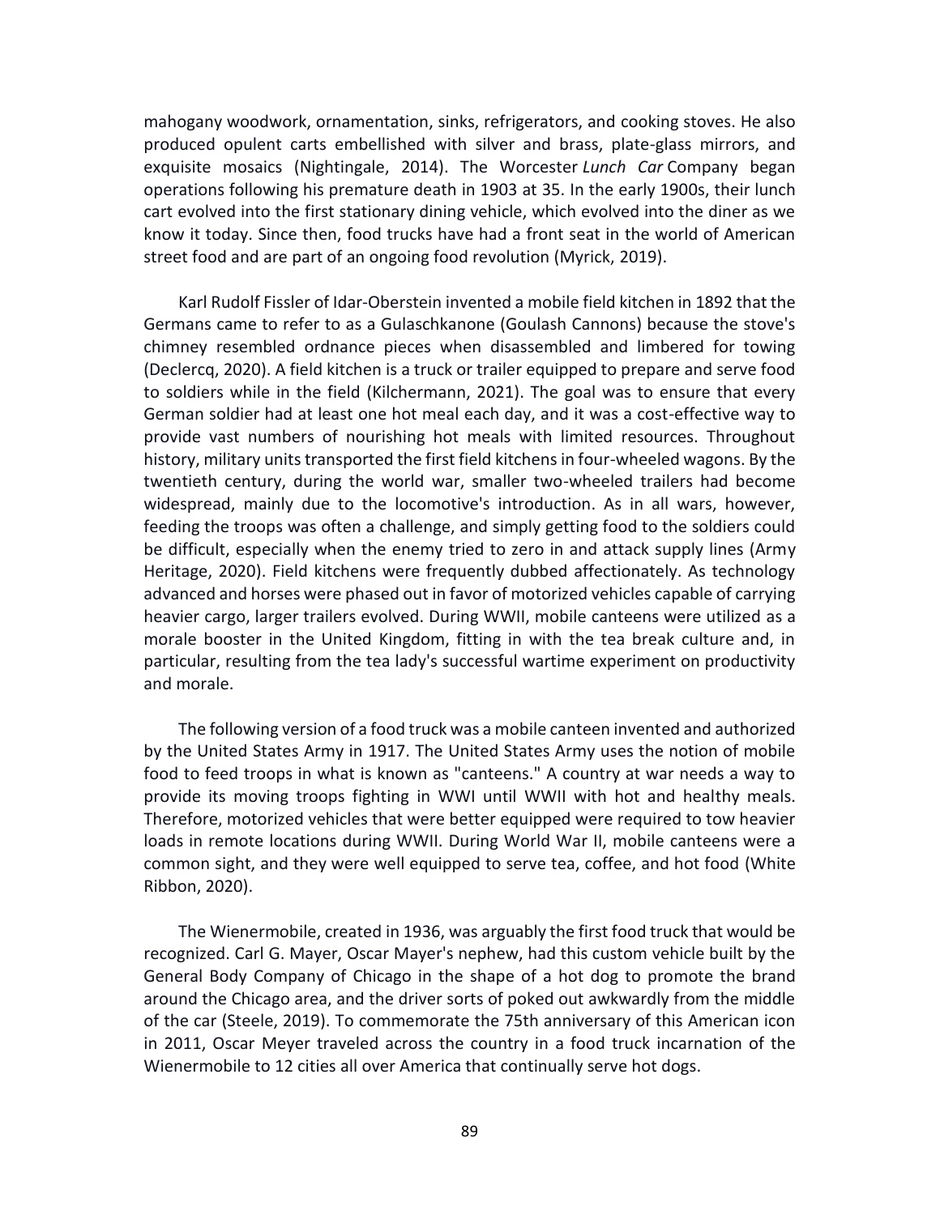mahogany woodwork, ornamentation, sinks, refrigerators, and cooking stoves. He also produced opulent carts embellished with silver and brass, plate-glass mirrors, and exquisite mosaics (Nightingale, 2014). The Worcester *Lunch Car* Company began operations following his premature death in 1903 at 35. In the early 1900s, their lunch cart evolved into the first stationary dining vehicle, which evolved into the diner as we know it today. Since then, food trucks have had a front seat in the world of American street food and are part of an ongoing food revolution (Myrick, 2019).

Karl Rudolf Fissler of Idar-Oberstein invented a mobile field kitchen in 1892 that the Germans came to refer to as a Gulaschkanone (Goulash Cannons) because the stove's chimney resembled ordnance pieces when disassembled and limbered for towing (Declercq, 2020). A field kitchen is a truck or trailer equipped to prepare and serve food to soldiers while in the field (Kilchermann, 2021). The goal was to ensure that every German soldier had at least one hot meal each day, and it was a cost-effective way to provide vast numbers of nourishing hot meals with limited resources. Throughout history, military units transported the first field kitchens in four-wheeled wagons. By the twentieth century, during the world war, smaller two-wheeled trailers had become widespread, mainly due to the locomotive's introduction. As in all wars, however, feeding the troops was often a challenge, and simply getting food to the soldiers could be difficult, especially when the enemy tried to zero in and attack supply lines (Army Heritage, 2020). Field kitchens were frequently dubbed affectionately. As technology advanced and horses were phased out in favor of motorized vehicles capable of carrying heavier cargo, larger trailers evolved. During WWII, mobile canteens were utilized as a morale booster in the United Kingdom, fitting in with the tea break culture and, in particular, resulting from the tea lady's successful wartime experiment on productivity and morale.

The following version of a food truck was a mobile canteen invented and authorized by the United States Army in 1917. The United States Army uses the notion of mobile food to feed troops in what is known as "canteens." A country at war needs a way to provide its moving troops fighting in WWI until WWII with hot and healthy meals. Therefore, motorized vehicles that were better equipped were required to tow heavier loads in remote locations during WWII. During World War II, mobile canteens were a common sight, and they were well equipped to serve tea, coffee, and hot food (White Ribbon, 2020).

The Wienermobile, created in 1936, was arguably the first food truck that would be recognized. Carl G. Mayer, Oscar Mayer's nephew, had this custom vehicle built by the General Body Company of Chicago in the shape of a hot dog to promote the brand around the Chicago area, and the driver sorts of poked out awkwardly from the middle of the car (Steele, 2019). To commemorate the 75th anniversary of this American icon in 2011, Oscar Meyer traveled across the country in a food truck incarnation of the Wienermobile to 12 cities all over America that continually serve hot dogs.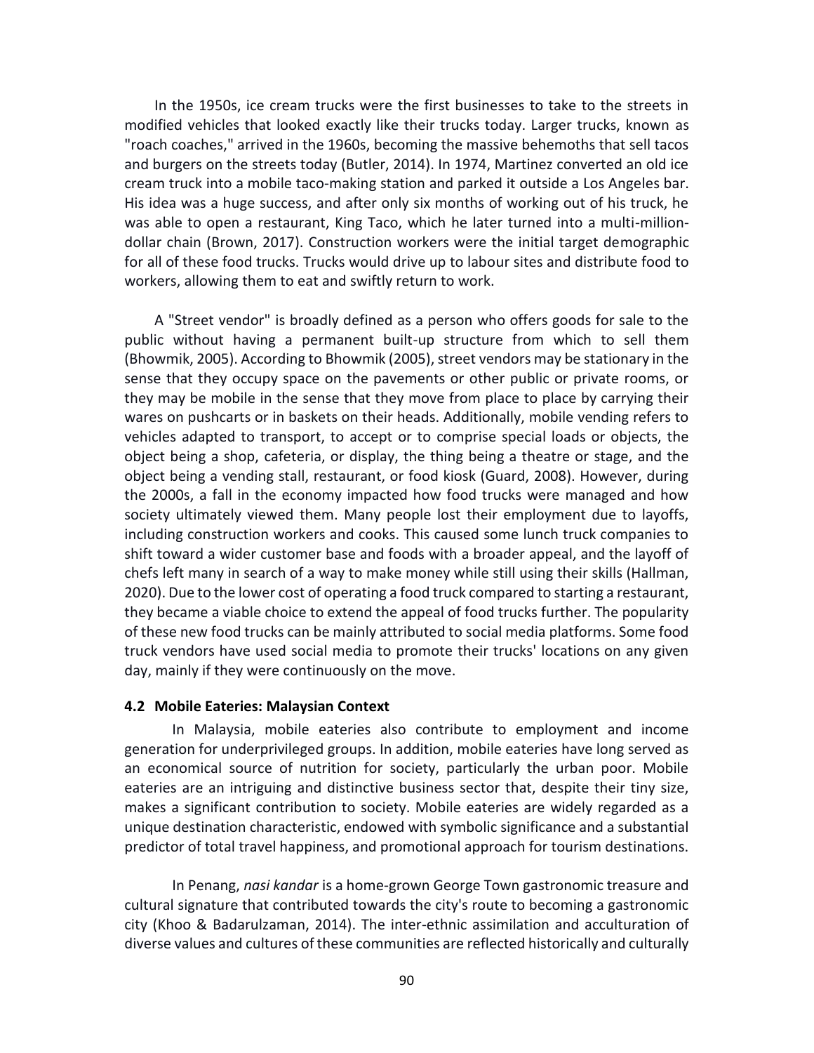In the 1950s, ice cream trucks were the first businesses to take to the streets in modified vehicles that looked exactly like their trucks today. Larger trucks, known as "roach coaches," arrived in the 1960s, becoming the massive behemoths that sell tacos and burgers on the streets today (Butler, 2014). In 1974, Martinez converted an old ice cream truck into a mobile taco-making station and parked it outside a Los Angeles bar. His idea was a huge success, and after only six months of working out of his truck, he was able to open a restaurant, King Taco, which he later turned into a multi-million-dollar chain (Brown, 2017). Construction workers were the initial target demographic for all of these food trucks. Trucks would drive up to labour sites and distribute food to workers, allowing them to eat and swiftly return to work.

A "Street vendor" is broadly defined as a person who offers goods for sale to the public without having a permanent built-up structure from which to sell them (Bhowmik, 2005). According to Bhowmik (2005), street vendors may be stationary in the sense that they occupy space on the pavements or other public or private rooms, or they may be mobile in the sense that they move from place to place by carrying their wares on pushcarts or in baskets on their heads. Additionally, mobile vending refers to vehicles adapted to transport, to accept or to comprise special loads or objects, the object being a shop, cafeteria, or display, the thing being a theatre or stage, and the object being a vending stall, restaurant, or food kiosk (Guard, 2008). However, during the 2000s, a fall in the economy impacted how food trucks were managed and how society ultimately viewed them. Many people lost their employment due to layoffs, including construction workers and cooks. This caused some lunch truck companies to shift toward a wider customer base and foods with a broader appeal, and the layoff of chefs left many in search of a way to make money while still using their skills (Hallman, 2020). Due to the lower cost of operating a food truck compared to starting a restaurant, they became a viable choice to extend the appeal of food trucks further. The popularity of these new food trucks can be mainly attributed to social media platforms. Some food truck vendors have used social media to promote their trucks' locations on any given day, mainly if they were continuously on the move.

### 4.2 Mobile Eateries: Malaysian Context

In Malaysia, mobile eateries also contribute to employment and income generation for underprivileged groups. In addition, mobile eateries have long served as an economical source of nutrition for society, particularly the urban poor. Mobile eateries are an intriguing and distinctive business sector that, despite their tiny size, makes a significant contribution to society. Mobile eateries are widely regarded as a unique destination characteristic, endowed with symbolic significance and a substantial predictor of total travel happiness, and promotional approach for tourism destinations.

In Penang, *nasi kandar* is a home-grown George Town gastronomic treasure and cultural signature that contributed towards the city's route to becoming a gastronomic city (Khoo & Badarulzaman, 2014). The inter-ethnic assimilation and acculturation of diverse values and cultures of these communities are reflected historically and culturally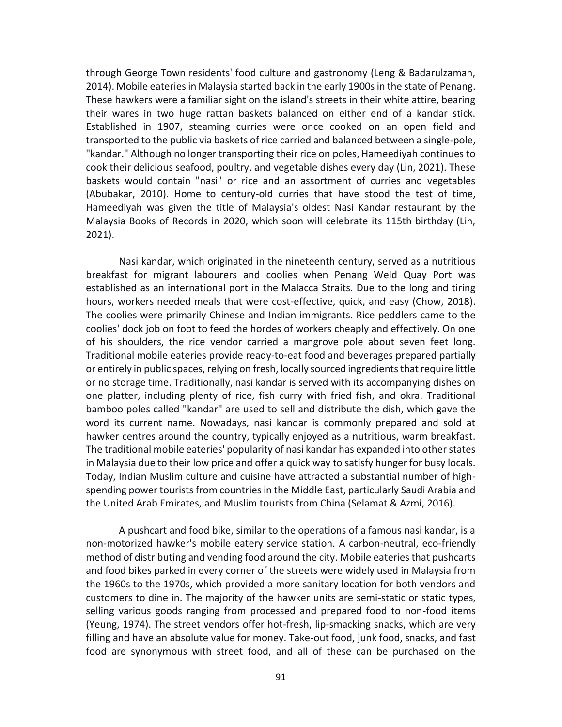through George Town residents' food culture and gastronomy (Leng & Badarulzaman, 2014). Mobile eateries in Malaysia started back in the early 1900s in the state of Penang. These hawkers were a familiar sight on the island's streets in their white attire, bearing their wares in two huge rattan baskets balanced on either end of a kandar stick. Established in 1907, steaming curries were once cooked on an open field and transported to the public via baskets of rice carried and balanced between a single-pole, "kandar." Although no longer transporting their rice on poles, Hameediyah continues to cook their delicious seafood, poultry, and vegetable dishes every day (Lin, 2021). These baskets would contain "nasi" or rice and an assortment of curries and vegetables (Abubakar, 2010). Home to century-old curries that have stood the test of time, Hameediyah was given the title of Malaysia's oldest Nasi Kandar restaurant by the Malaysia Books of Records in 2020, which soon will celebrate its 115th birthday (Lin, 2021).

Nasi kandar, which originated in the nineteenth century, served as a nutritious breakfast for migrant labourers and coolies when Penang Weld Quay Port was established as an international port in the Malacca Straits. Due to the long and tiring hours, workers needed meals that were cost-effective, quick, and easy (Chow, 2018). The coolies were primarily Chinese and Indian immigrants. Rice peddlers came to the coolies' dock job on foot to feed the hordes of workers cheaply and effectively. On one of his shoulders, the rice vendor carried a mangrove pole about seven feet long. Traditional mobile eateries provide ready-to-eat food and beverages prepared partially or entirely in public spaces, relying on fresh, locally sourced ingredients that require little or no storage time. Traditionally, nasi kandar is served with its accompanying dishes on one platter, including plenty of rice, fish curry with fried fish, and okra. Traditional bamboo poles called "kandar" are used to sell and distribute the dish, which gave the word its current name. Nowadays, nasi kandar is commonly prepared and sold at hawker centres around the country, typically enjoyed as a nutritious, warm breakfast. The traditional mobile eateries' popularity of nasi kandar has expanded into other states in Malaysia due to their low price and offer a quick way to satisfy hunger for busy locals. Today, Indian Muslim culture and cuisine have attracted a substantial number of high-spending power tourists from countries in the Middle East, particularly Saudi Arabia and the United Arab Emirates, and Muslim tourists from China (Selamat & Azmi, 2016).

A pushcart and food bike, similar to the operations of a famous nasi kandar, is a non-motorized hawker's mobile eatery service station. A carbon-neutral, eco-friendly method of distributing and vending food around the city. Mobile eateries that pushcarts and food bikes parked in every corner of the streets were widely used in Malaysia from the 1960s to the 1970s, which provided a more sanitary location for both vendors and customers to dine in. The majority of the hawker units are semi-static or static types, selling various goods ranging from processed and prepared food to non-food items (Yeung, 1974). The street vendors offer hot-fresh, lip-smacking snacks, which are very filling and have an absolute value for money. Take-out food, junk food, snacks, and fast food are synonymous with street food, and all of these can be purchased on the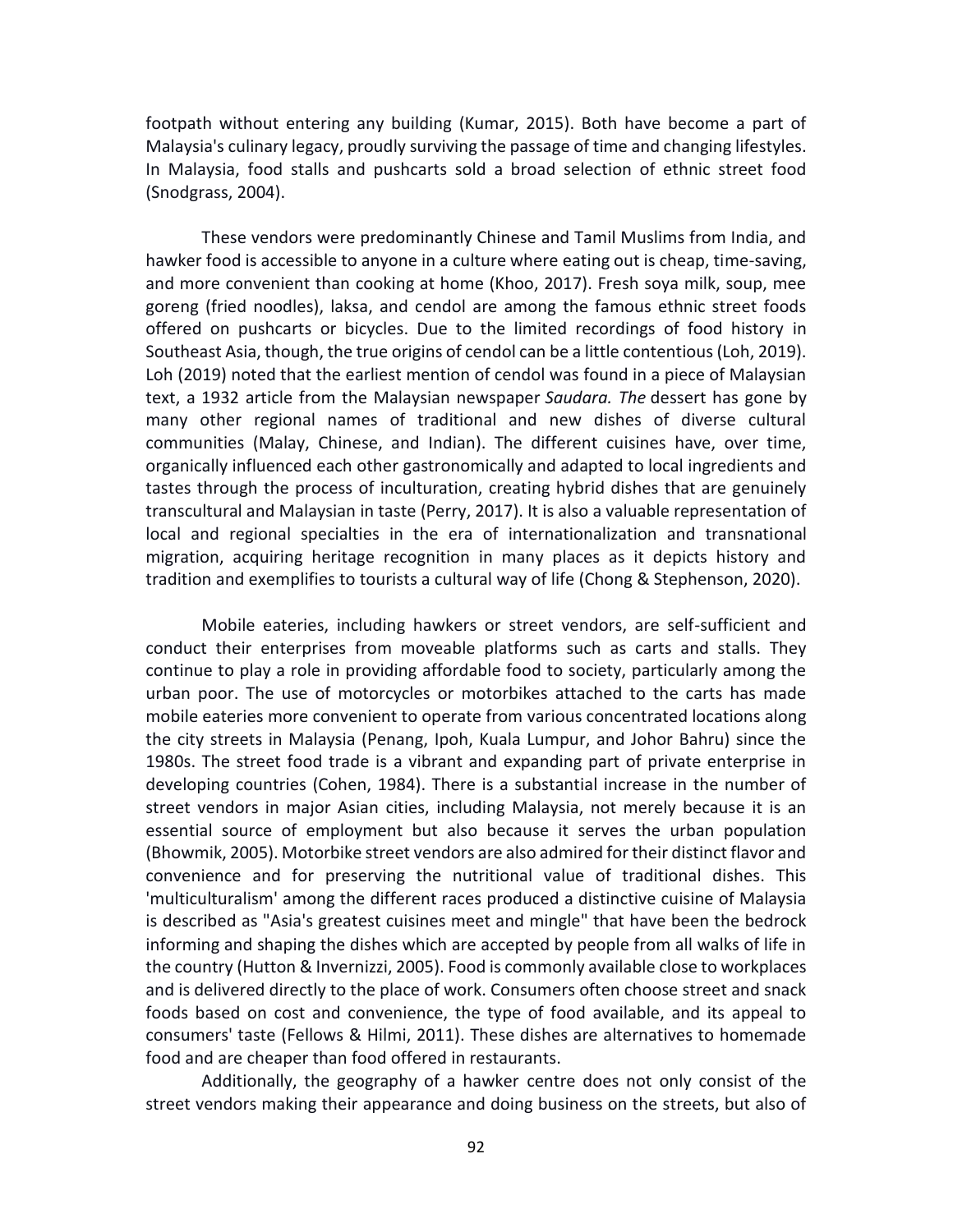footpath without entering any building (Kumar, 2015). Both have become a part of Malaysia's culinary legacy, proudly surviving the passage of time and changing lifestyles. In Malaysia, food stalls and pushcarts sold a broad selection of ethnic street food (Snodgrass, 2004).

These vendors were predominantly Chinese and Tamil Muslims from India, and hawker food is accessible to anyone in a culture where eating out is cheap, time-saving, and more convenient than cooking at home (Khoo, 2017). Fresh soya milk, soup, mee goreng (fried noodles), laksa, and cendol are among the famous ethnic street foods offered on pushcarts or bicycles. Due to the limited recordings of food history in Southeast Asia, though, the true origins of cendol can be a little contentious (Loh, 2019). Loh (2019) noted that the earliest mention of cendol was found in a piece of Malaysian text, a 1932 article from the Malaysian newspaper *Saudara. The* dessert has gone by many other regional names of traditional and new dishes of diverse cultural communities (Malay, Chinese, and Indian). The different cuisines have, over time, organically influenced each other gastronomically and adapted to local ingredients and tastes through the process of inculturation, creating hybrid dishes that are genuinely transcultural and Malaysian in taste (Perry, 2017). It is also a valuable representation of local and regional specialties in the era of internationalization and transnational migration, acquiring heritage recognition in many places as it depicts history and tradition and exemplifies to tourists a cultural way of life (Chong & Stephenson, 2020).

Mobile eateries, including hawkers or street vendors, are self-sufficient and conduct their enterprises from moveable platforms such as carts and stalls. They continue to play a role in providing affordable food to society, particularly among the urban poor. The use of motorcycles or motorbikes attached to the carts has made mobile eateries more convenient to operate from various concentrated locations along the city streets in Malaysia (Penang, Ipoh, Kuala Lumpur, and Johor Bahru) since the 1980s. The street food trade is a vibrant and expanding part of private enterprise in developing countries (Cohen, 1984). There is a substantial increase in the number of street vendors in major Asian cities, including Malaysia, not merely because it is an essential source of employment but also because it serves the urban population (Bhowmik, 2005). Motorbike street vendors are also admired for their distinct flavor and convenience and for preserving the nutritional value of traditional dishes. This 'multiculturalism' among the different races produced a distinctive cuisine of Malaysia is described as "Asia's greatest cuisines meet and mingle" that have been the bedrock informing and shaping the dishes which are accepted by people from all walks of life in the country (Hutton & Invernizzi, 2005). Food is commonly available close to workplaces and is delivered directly to the place of work. Consumers often choose street and snack foods based on cost and convenience, the type of food available, and its appeal to consumers' taste (Fellows & Hilmi, 2011). These dishes are alternatives to homemade food and are cheaper than food offered in restaurants.

Additionally, the geography of a hawker centre does not only consist of the street vendors making their appearance and doing business on the streets, but also of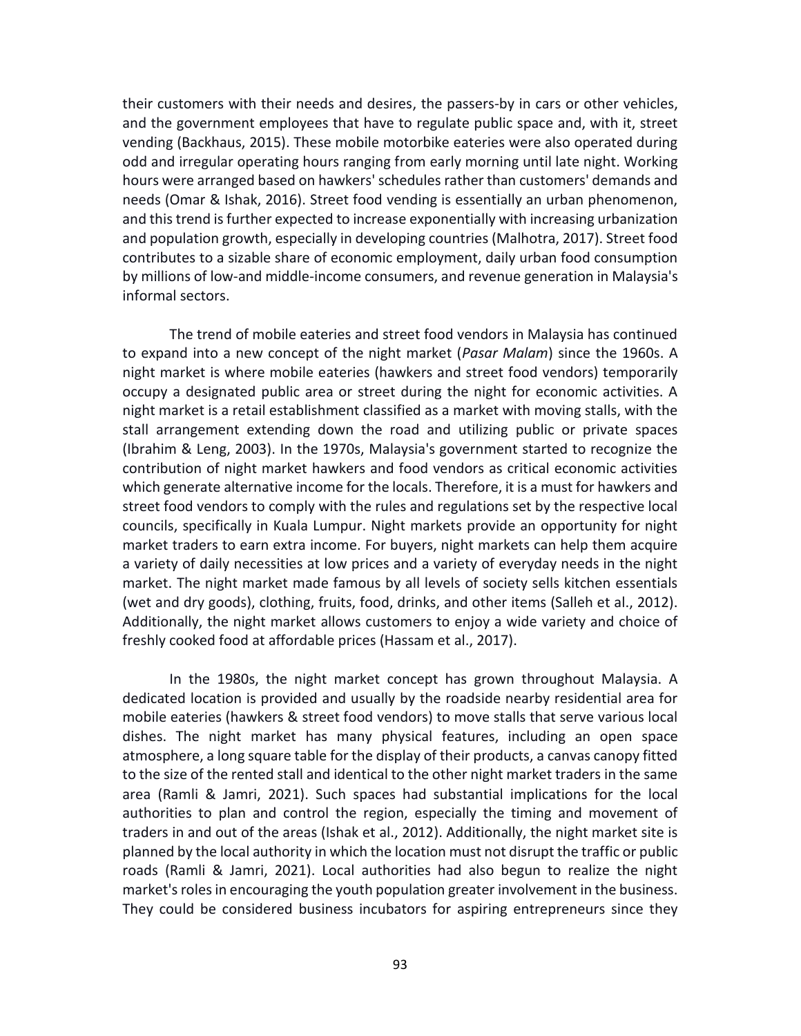their customers with their needs and desires, the passers-by in cars or other vehicles, and the government employees that have to regulate public space and, with it, street vending (Backhaus, 2015). These mobile motorbike eateries were also operated during odd and irregular operating hours ranging from early morning until late night. Working hours were arranged based on hawkers' schedules rather than customers' demands and needs (Omar & Ishak, 2016). Street food vending is essentially an urban phenomenon, and this trend is further expected to increase exponentially with increasing urbanization and population growth, especially in developing countries (Malhotra, 2017). Street food contributes to a sizable share of economic employment, daily urban food consumption by millions of low-and middle-income consumers, and revenue generation in Malaysia's informal sectors.

The trend of mobile eateries and street food vendors in Malaysia has continued to expand into a new concept of the night market (*Pasar Malam*) since the 1960s. A night market is where mobile eateries (hawkers and street food vendors) temporarily occupy a designated public area or street during the night for economic activities. A night market is a retail establishment classified as a market with moving stalls, with the stall arrangement extending down the road and utilizing public or private spaces (Ibrahim & Leng, 2003). In the 1970s, Malaysia's government started to recognize the contribution of night market hawkers and food vendors as critical economic activities which generate alternative income for the locals. Therefore, it is a must for hawkers and street food vendors to comply with the rules and regulations set by the respective local councils, specifically in Kuala Lumpur. Night markets provide an opportunity for night market traders to earn extra income. For buyers, night markets can help them acquire a variety of daily necessities at low prices and a variety of everyday needs in the night market. The night market made famous by all levels of society sells kitchen essentials (wet and dry goods), clothing, fruits, food, drinks, and other items (Salleh et al., 2012). Additionally, the night market allows customers to enjoy a wide variety and choice of freshly cooked food at affordable prices (Hassam et al., 2017).

In the 1980s, the night market concept has grown throughout Malaysia. A dedicated location is provided and usually by the roadside nearby residential area for mobile eateries (hawkers & street food vendors) to move stalls that serve various local dishes. The night market has many physical features, including an open space atmosphere, a long square table for the display of their products, a canvas canopy fitted to the size of the rented stall and identical to the other night market traders in the same area (Ramli & Jamri, 2021). Such spaces had substantial implications for the local authorities to plan and control the region, especially the timing and movement of traders in and out of the areas (Ishak et al., 2012). Additionally, the night market site is planned by the local authority in which the location must not disrupt the traffic or public roads (Ramli & Jamri, 2021). Local authorities had also begun to realize the night market's roles in encouraging the youth population greater involvement in the business. They could be considered business incubators for aspiring entrepreneurs since they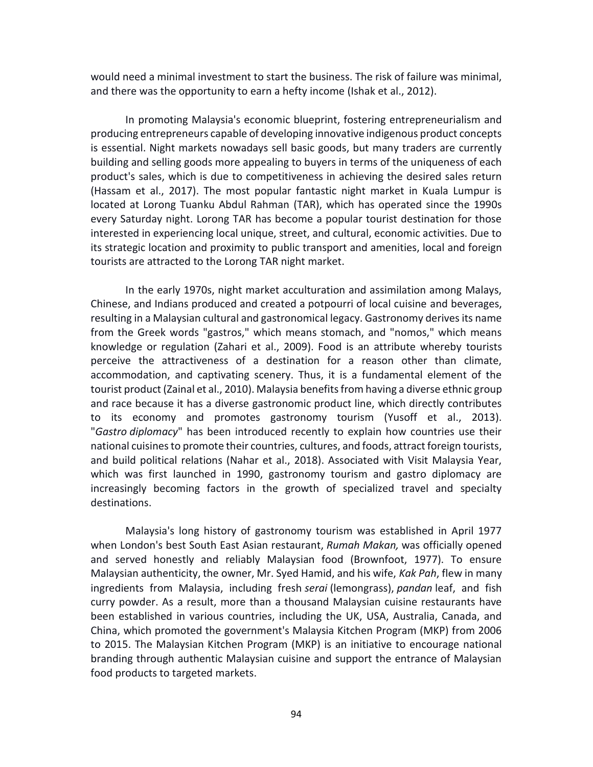would need a minimal investment to start the business. The risk of failure was minimal, and there was the opportunity to earn a hefty income (Ishak et al., 2012).

In promoting Malaysia's economic blueprint, fostering entrepreneurialism and producing entrepreneurs capable of developing innovative indigenous product concepts is essential. Night markets nowadays sell basic goods, but many traders are currently building and selling goods more appealing to buyers in terms of the uniqueness of each product's sales, which is due to competitiveness in achieving the desired sales return (Hassam et al., 2017). The most popular fantastic night market in Kuala Lumpur is located at Lorong Tuanku Abdul Rahman (TAR), which has operated since the 1990s every Saturday night. Lorong TAR has become a popular tourist destination for those interested in experiencing local unique, street, and cultural, economic activities. Due to its strategic location and proximity to public transport and amenities, local and foreign tourists are attracted to the Lorong TAR night market.

In the early 1970s, night market acculturation and assimilation among Malays, Chinese, and Indians produced and created a potpourri of local cuisine and beverages, resulting in a Malaysian cultural and gastronomical legacy. Gastronomy derives its name from the Greek words "gastros," which means stomach, and "nomos," which means knowledge or regulation (Zahari et al., 2009). Food is an attribute whereby tourists perceive the attractiveness of a destination for a reason other than climate, accommodation, and captivating scenery. Thus, it is a fundamental element of the tourist product (Zainal et al., 2010). Malaysia benefits from having a diverse ethnic group and race because it has a diverse gastronomic product line, which directly contributes to its economy and promotes gastronomy tourism (Yusoff et al., 2013). "*Gastro diplomacy*" has been introduced recently to explain how countries use their national cuisines to promote their countries, cultures, and foods, attract foreign tourists, and build political relations (Nahar et al., 2018). Associated with Visit Malaysia Year, which was first launched in 1990, gastronomy tourism and gastro diplomacy are increasingly becoming factors in the growth of specialized travel and specialty destinations.

Malaysia's long history of gastronomy tourism was established in April 1977 when London's best South East Asian restaurant, *Rumah Makan,* was officially opened and served honestly and reliably Malaysian food (Brownfoot, 1977). To ensure Malaysian authenticity, the owner, Mr. Syed Hamid, and his wife, *Kak Pah*, flew in many ingredients from Malaysia, including fresh *serai* (lemongrass), *pandan* leaf, and fish curry powder. As a result, more than a thousand Malaysian cuisine restaurants have been established in various countries, including the UK, USA, Australia, Canada, and China, which promoted the government's Malaysia Kitchen Program (MKP) from 2006 to 2015. The Malaysian Kitchen Program (MKP) is an initiative to encourage national branding through authentic Malaysian cuisine and support the entrance of Malaysian food products to targeted markets.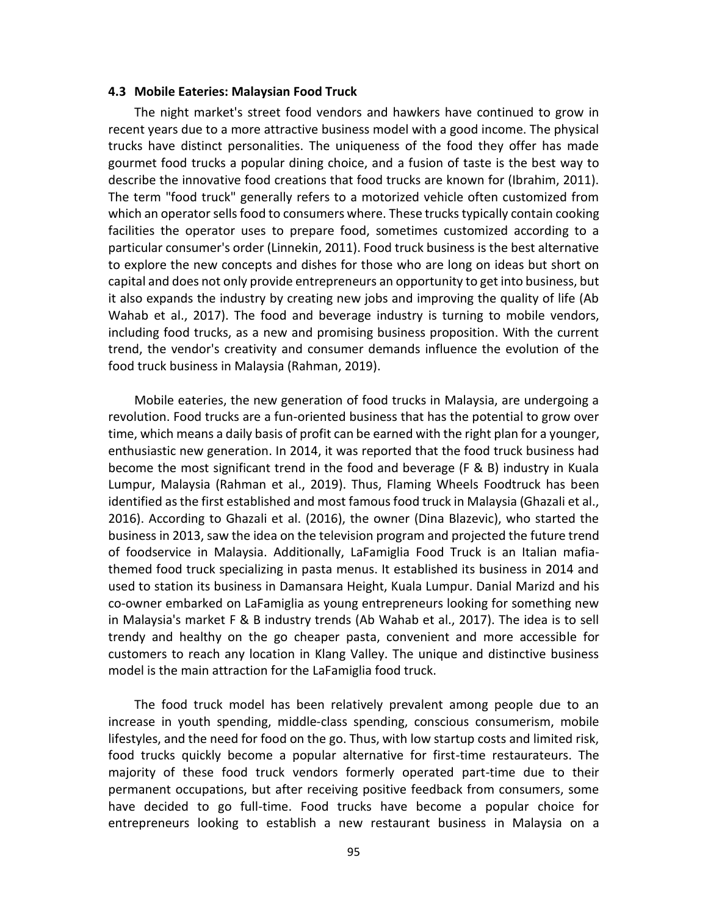### 4.3 Mobile Eateries: Malaysian Food Truck

The night market's street food vendors and hawkers have continued to grow in recent years due to a more attractive business model with a good income. The physical trucks have distinct personalities. The uniqueness of the food they offer has made gourmet food trucks a popular dining choice, and a fusion of taste is the best way to describe the innovative food creations that food trucks are known for (Ibrahim, 2011). The term "food truck" generally refers to a motorized vehicle often customized from which an operator sells food to consumers where. These trucks typically contain cooking facilities the operator uses to prepare food, sometimes customized according to a particular consumer's order (Linnekin, 2011). Food truck business is the best alternative to explore the new concepts and dishes for those who are long on ideas but short on capital and does not only provide entrepreneurs an opportunity to get into business, but it also expands the industry by creating new jobs and improving the quality of life (Ab Wahab et al., 2017). The food and beverage industry is turning to mobile vendors, including food trucks, as a new and promising business proposition. With the current trend, the vendor's creativity and consumer demands influence the evolution of the food truck business in Malaysia (Rahman, 2019).

Mobile eateries, the new generation of food trucks in Malaysia, are undergoing a revolution. Food trucks are a fun-oriented business that has the potential to grow over time, which means a daily basis of profit can be earned with the right plan for a younger, enthusiastic new generation. In 2014, it was reported that the food truck business had become the most significant trend in the food and beverage (F & B) industry in Kuala Lumpur, Malaysia (Rahman et al., 2019). Thus, Flaming Wheels Foodtruck has been identified as the first established and most famous food truck in Malaysia (Ghazali et al., 2016). According to Ghazali et al. (2016), the owner (Dina Blazevic), who started the business in 2013, saw the idea on the television program and projected the future trend of foodservice in Malaysia. Additionally, LaFamiglia Food Truck is an Italian mafia-themed food truck specializing in pasta menus. It established its business in 2014 and used to station its business in Damansara Height, Kuala Lumpur. Danial Marizd and his co-owner embarked on LaFamiglia as young entrepreneurs looking for something new in Malaysia's market F & B industry trends (Ab Wahab et al., 2017). The idea is to sell trendy and healthy on the go cheaper pasta, convenient and more accessible for customers to reach any location in Klang Valley. The unique and distinctive business model is the main attraction for the LaFamiglia food truck.

The food truck model has been relatively prevalent among people due to an increase in youth spending, middle-class spending, conscious consumerism, mobile lifestyles, and the need for food on the go. Thus, with low startup costs and limited risk, food trucks quickly become a popular alternative for first-time restaurateurs. The majority of these food truck vendors formerly operated part-time due to their permanent occupations, but after receiving positive feedback from consumers, some have decided to go full-time. Food trucks have become a popular choice for entrepreneurs looking to establish a new restaurant business in Malaysia on a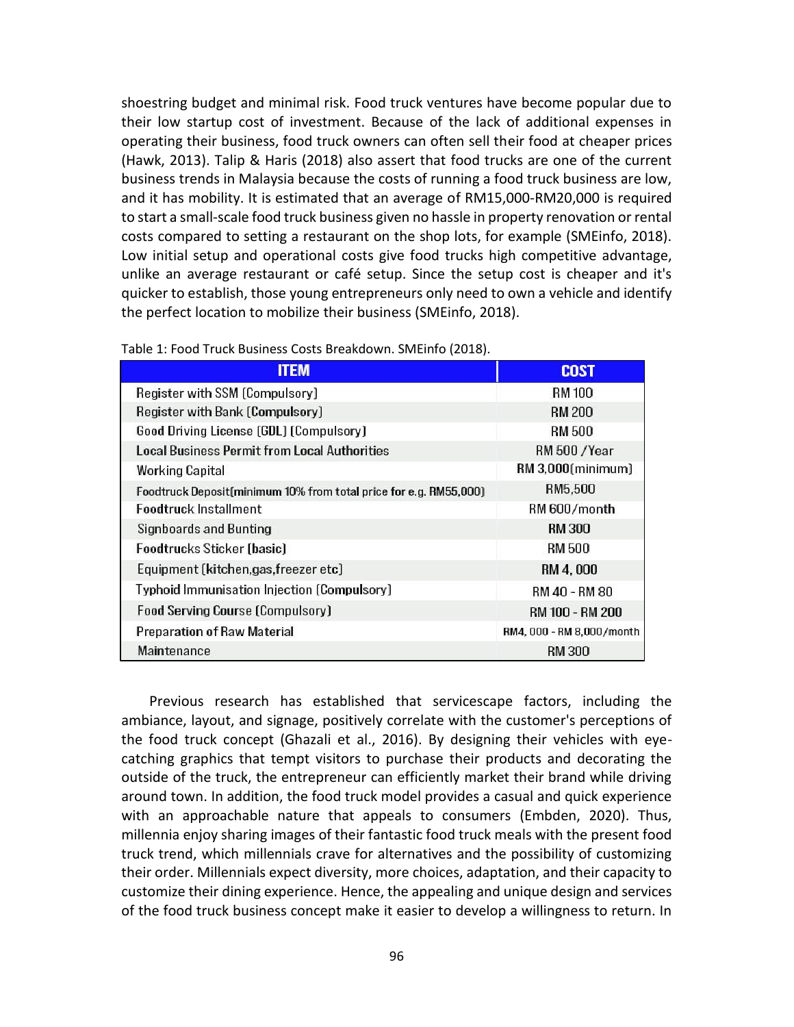shoestring budget and minimal risk. Food truck ventures have become popular due to their low startup cost of investment. Because of the lack of additional expenses in operating their business, food truck owners can often sell their food at cheaper prices (Hawk, 2013). Talip & Haris (2018) also assert that food trucks are one of the current business trends in Malaysia because the costs of running a food truck business are low, and it has mobility. It is estimated that an average of RM15,000-RM20,000 is required to start a small-scale food truck business given no hassle in property renovation or rental costs compared to setting a restaurant on the shop lots, for example (SMEinfo, 2018). Low initial setup and operational costs give food trucks high competitive advantage, unlike an average restaurant or café setup. Since the setup cost is cheaper and it's quicker to establish, those young entrepreneurs only need to own a vehicle and identify the perfect location to mobilize their business (SMEinfo, 2018).

Table 1: Food Truck Business Costs Breakdown. SMEinfo (2018).

| ITEM | COST |
|---|---|
| Register with SSM (Compulsory) | RM 100 |
| Register with Bank (Compulsory) | RM 200 |
| Good Driving License (GDL) (Compulsory) | RM 500 |
| Local Business Permit from Local Authorities | RM 500 /Year |
| Working Capital | RM 3,000(minimum) |
| Foodtruck Deposit(minimum 10% from total price for e.g. RM55,000) | RM5,500 |
| Foodtruck Installment | RM 600/month |
| Signboards and Bunting | RM 300 |
| Foodtrucks Sticker (basic) | RM 500 |
| Equipment (kitchen,gas,freezer etc) | RM 4, 000 |
| Typhoid Immunisation Injection (Compulsory) | RM 40 - RM 80 |
| Food Serving Course (Compulsory) | RM 100 - RM 200 |
| Preparation of Raw Material | RM4, 000 - RM 8,000/month |
| Maintenance | RM 300 |

Previous research has established that servicescape factors, including the ambiance, layout, and signage, positively correlate with the customer's perceptions of the food truck concept (Ghazali et al., 2016). By designing their vehicles with eye-catching graphics that tempt visitors to purchase their products and decorating the outside of the truck, the entrepreneur can efficiently market their brand while driving around town. In addition, the food truck model provides a casual and quick experience with an approachable nature that appeals to consumers (Embden, 2020). Thus, millennia enjoy sharing images of their fantastic food truck meals with the present food truck trend, which millennials crave for alternatives and the possibility of customizing their order. Millennials expect diversity, more choices, adaptation, and their capacity to customize their dining experience. Hence, the appealing and unique design and services of the food truck business concept make it easier to develop a willingness to return. In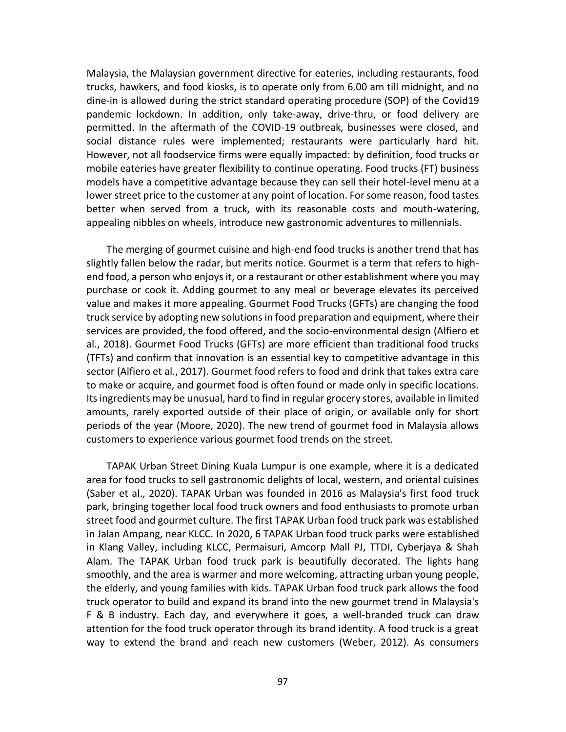Malaysia, the Malaysian government directive for eateries, including restaurants, food trucks, hawkers, and food kiosks, is to operate only from 6.00 am till midnight, and no dine-in is allowed during the strict standard operating procedure (SOP) of the Covid19 pandemic lockdown. In addition, only take-away, drive-thru, or food delivery are permitted. In the aftermath of the COVID-19 outbreak, businesses were closed, and social distance rules were implemented; restaurants were particularly hard hit. However, not all foodservice firms were equally impacted: by definition, food trucks or mobile eateries have greater flexibility to continue operating. Food trucks (FT) business models have a competitive advantage because they can sell their hotel-level menu at a lower street price to the customer at any point of location. For some reason, food tastes better when served from a truck, with its reasonable costs and mouth-watering, appealing nibbles on wheels, introduce new gastronomic adventures to millennials.

The merging of gourmet cuisine and high-end food trucks is another trend that has slightly fallen below the radar, but merits notice. Gourmet is a term that refers to high-end food, a person who enjoys it, or a restaurant or other establishment where you may purchase or cook it. Adding gourmet to any meal or beverage elevates its perceived value and makes it more appealing. Gourmet Food Trucks (GFTs) are changing the food truck service by adopting new solutions in food preparation and equipment, where their services are provided, the food offered, and the socio-environmental design (Alfiero et al., 2018). Gourmet Food Trucks (GFTs) are more efficient than traditional food trucks (TFTs) and confirm that innovation is an essential key to competitive advantage in this sector (Alfiero et al., 2017). Gourmet food refers to food and drink that takes extra care to make or acquire, and gourmet food is often found or made only in specific locations. Its ingredients may be unusual, hard to find in regular grocery stores, available in limited amounts, rarely exported outside of their place of origin, or available only for short periods of the year (Moore, 2020). The new trend of gourmet food in Malaysia allows customers to experience various gourmet food trends on the street.

TAPAK Urban Street Dining Kuala Lumpur is one example, where it is a dedicated area for food trucks to sell gastronomic delights of local, western, and oriental cuisines (Saber et al., 2020). TAPAK Urban was founded in 2016 as Malaysia's first food truck park, bringing together local food truck owners and food enthusiasts to promote urban street food and gourmet culture. The first TAPAK Urban food truck park was established in Jalan Ampang, near KLCC. In 2020, 6 TAPAK Urban food truck parks were established in Klang Valley, including KLCC, Permaisuri, Amcorp Mall PJ, TTDI, Cyberjaya & Shah Alam. The TAPAK Urban food truck park is beautifully decorated. The lights hang smoothly, and the area is warmer and more welcoming, attracting urban young people, the elderly, and young families with kids. TAPAK Urban food truck park allows the food truck operator to build and expand its brand into the new gourmet trend in Malaysia's F & B industry. Each day, and everywhere it goes, a well-branded truck can draw attention for the food truck operator through its brand identity. A food truck is a great way to extend the brand and reach new customers (Weber, 2012). As consumers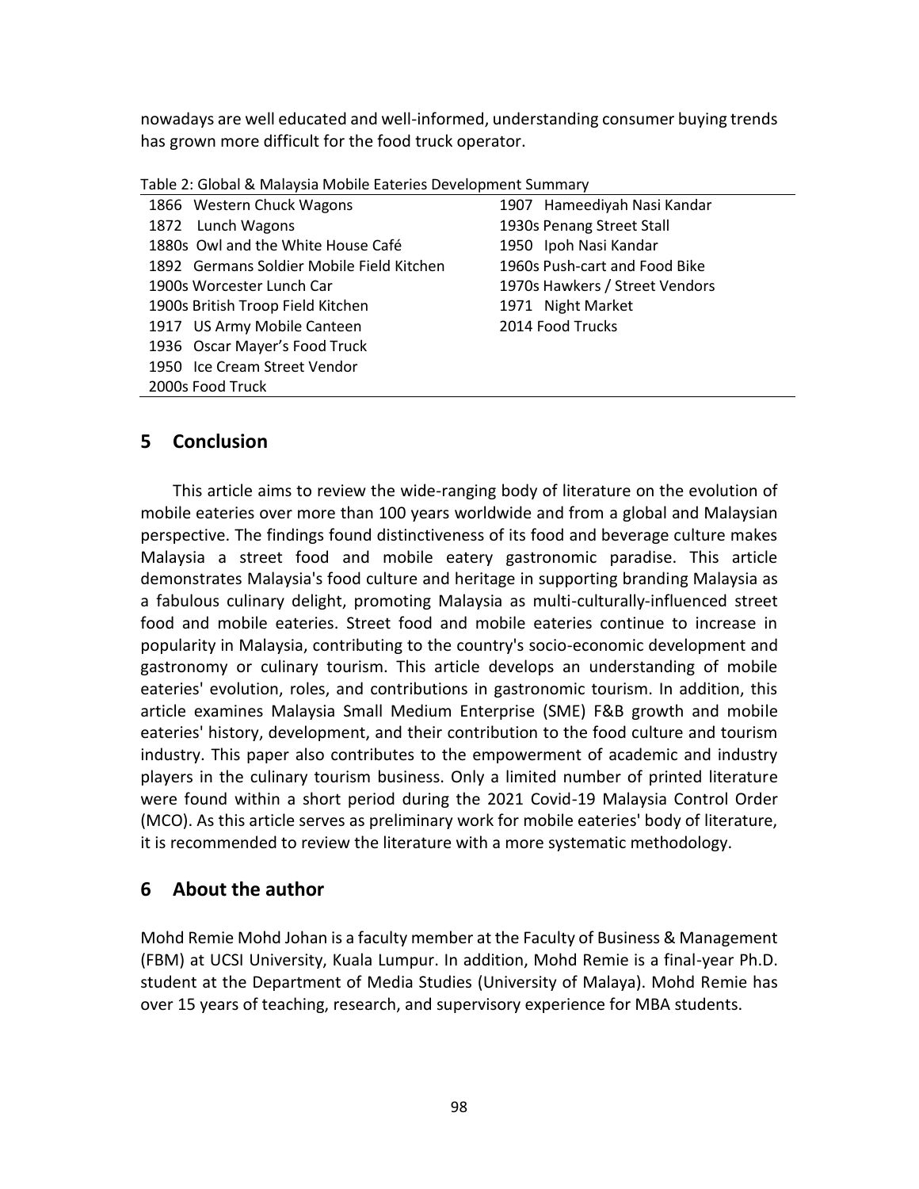nowadays are well educated and well-informed, understanding consumer buying trends has grown more difficult for the food truck operator.

Table 2: Global & Malaysia Mobile Eateries Development Summary

| Global | Malaysia |
|---|---|
| 1866 Western Chuck Wagons | 1907 Hameediyah Nasi Kandar |
| 1872 Lunch Wagons | 1930s Penang Street Stall |
| 1880s Owl and the White House Café | 1950 Ipoh Nasi Kandar |
| 1892 Germans Soldier Mobile Field Kitchen | 1960s Push-cart and Food Bike |
| 1900s Worcester Lunch Car | 1970s Hawkers / Street Vendors |
| 1900s British Troop Field Kitchen | 1971 Night Market |
| 1917 US Army Mobile Canteen | 2014 Food Trucks |
| 1936 Oscar Mayer's Food Truck | |
| 1950 Ice Cream Street Vendor | |
| 2000s Food Truck | |

## 5 Conclusion

This article aims to review the wide-ranging body of literature on the evolution of mobile eateries over more than 100 years worldwide and from a global and Malaysian perspective. The findings found distinctiveness of its food and beverage culture makes Malaysia a street food and mobile eatery gastronomic paradise. This article demonstrates Malaysia's food culture and heritage in supporting branding Malaysia as a fabulous culinary delight, promoting Malaysia as multi-culturally-influenced street food and mobile eateries. Street food and mobile eateries continue to increase in popularity in Malaysia, contributing to the country's socio-economic development and gastronomy or culinary tourism. This article develops an understanding of mobile eateries' evolution, roles, and contributions in gastronomic tourism. In addition, this article examines Malaysia Small Medium Enterprise (SME) F&B growth and mobile eateries' history, development, and their contribution to the food culture and tourism industry. This paper also contributes to the empowerment of academic and industry players in the culinary tourism business. Only a limited number of printed literature were found within a short period during the 2021 Covid-19 Malaysia Control Order (MCO). As this article serves as preliminary work for mobile eateries' body of literature, it is recommended to review the literature with a more systematic methodology.

## 6 About the author

Mohd Remie Mohd Johan is a faculty member at the Faculty of Business & Management (FBM) at UCSI University, Kuala Lumpur. In addition, Mohd Remie is a final-year Ph.D. student at the Department of Media Studies (University of Malaya). Mohd Remie has over 15 years of teaching, research, and supervisory experience for MBA students.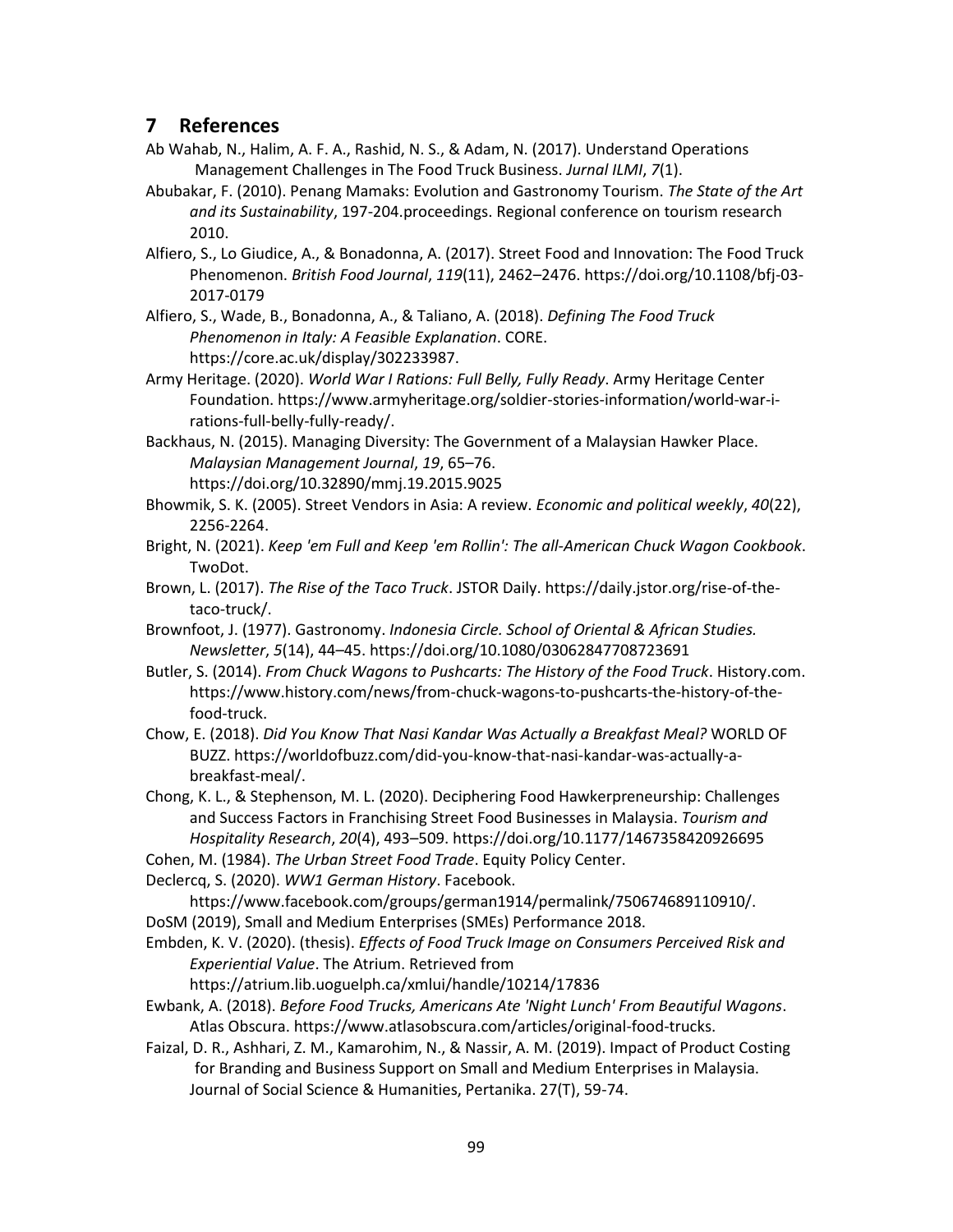## 7 References

Ab Wahab, N., Halim, A. F. A., Rashid, N. S., & Adam, N. (2017). Understand Operations Management Challenges in The Food Truck Business. *Jurnal ILMI*, *7*(1).

Abubakar, F. (2010). Penang Mamaks: Evolution and Gastronomy Tourism. *The State of the Art and its Sustainability*, 197-204.proceedings. Regional conference on tourism research 2010.

Alfiero, S., Lo Giudice, A., & Bonadonna, A. (2017). Street Food and Innovation: The Food Truck Phenomenon. *British Food Journal*, *119*(11), 2462–2476. https://doi.org/10.1108/bfj-03-2017-0179

Alfiero, S., Wade, B., Bonadonna, A., & Taliano, A. (2018). *Defining The Food Truck Phenomenon in Italy: A Feasible Explanation*. CORE. https://core.ac.uk/display/302233987.

Army Heritage. (2020). *World War I Rations: Full Belly, Fully Ready*. Army Heritage Center Foundation. https://www.armyheritage.org/soldier-stories-information/world-war-i-rations-full-belly-fully-ready/.

Backhaus, N. (2015). Managing Diversity: The Government of a Malaysian Hawker Place. *Malaysian Management Journal*, *19*, 65–76. https://doi.org/10.32890/mmj.19.2015.9025

Bhowmik, S. K. (2005). Street Vendors in Asia: A review. *Economic and political weekly*, *40*(22), 2256-2264.

Bright, N. (2021). *Keep 'em Full and Keep 'em Rollin': The all-American Chuck Wagon Cookbook*. TwoDot.

Brown, L. (2017). *The Rise of the Taco Truck*. JSTOR Daily. https://daily.jstor.org/rise-of-the-taco-truck/.

Brownfoot, J. (1977). Gastronomy. *Indonesia Circle. School of Oriental & African Studies. Newsletter*, *5*(14), 44–45. https://doi.org/10.1080/03062847708723691

Butler, S. (2014). *From Chuck Wagons to Pushcarts: The History of the Food Truck*. History.com. https://www.history.com/news/from-chuck-wagons-to-pushcarts-the-history-of-the-food-truck.

Chow, E. (2018). *Did You Know That Nasi Kandar Was Actually a Breakfast Meal?* WORLD OF BUZZ. https://worldofbuzz.com/did-you-know-that-nasi-kandar-was-actually-a-breakfast-meal/.

Chong, K. L., & Stephenson, M. L. (2020). Deciphering Food Hawkerpreneurship: Challenges and Success Factors in Franchising Street Food Businesses in Malaysia. *Tourism and Hospitality Research*, *20*(4), 493–509. https://doi.org/10.1177/1467358420926695

Cohen, M. (1984). *The Urban Street Food Trade*. Equity Policy Center.

Declercq, S. (2020). *WW1 German History*. Facebook. https://www.facebook.com/groups/german1914/permalink/750674689110910/.

DoSM (2019), Small and Medium Enterprises (SMEs) Performance 2018.

Embden, K. V. (2020). (thesis). *Effects of Food Truck Image on Consumers Perceived Risk and Experiential Value*. The Atrium. Retrieved from https://atrium.lib.uoguelph.ca/xmlui/handle/10214/17836

Ewbank, A. (2018). *Before Food Trucks, Americans Ate 'Night Lunch' From Beautiful Wagons*. Atlas Obscura. https://www.atlasobscura.com/articles/original-food-trucks.

Faizal, D. R., Ashhari, Z. M., Kamarohim, N., & Nassir, A. M. (2019). Impact of Product Costing for Branding and Business Support on Small and Medium Enterprises in Malaysia. Journal of Social Science & Humanities, Pertanika. 27(T), 59-74.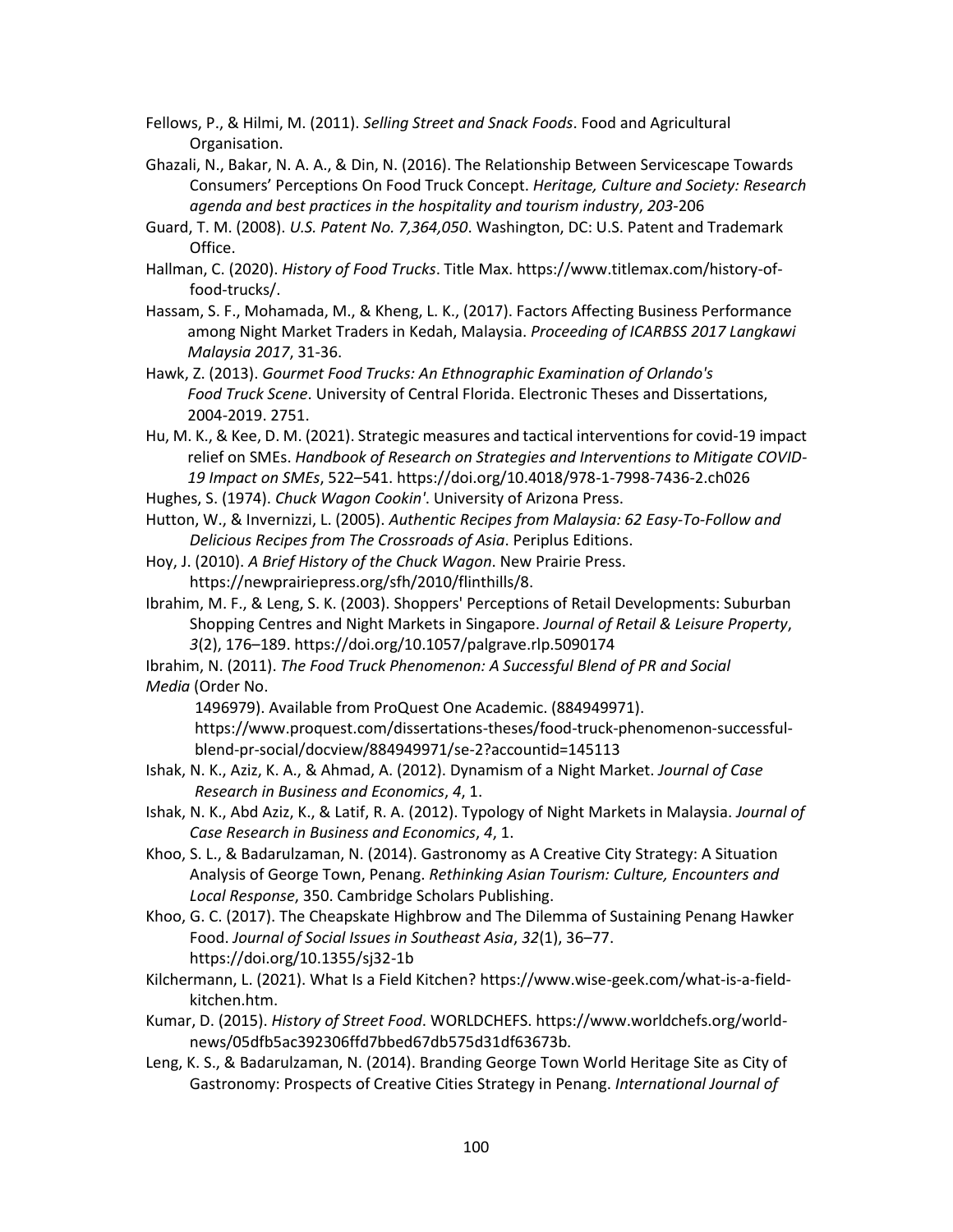Fellows, P., & Hilmi, M. (2011). *Selling Street and Snack Foods*. Food and Agricultural Organisation.

Ghazali, N., Bakar, N. A. A., & Din, N. (2016). The Relationship Between Servicescape Towards Consumers' Perceptions On Food Truck Concept. *Heritage, Culture and Society: Research agenda and best practices in the hospitality and tourism industry*, *203*-206

Guard, T. M. (2008). *U.S. Patent No. 7,364,050*. Washington, DC: U.S. Patent and Trademark Office.

Hallman, C. (2020). *History of Food Trucks*. Title Max. https://www.titlemax.com/history-of-food-trucks/.

Hassam, S. F., Mohamada, M., & Kheng, L. K., (2017). Factors Affecting Business Performance among Night Market Traders in Kedah, Malaysia. *Proceeding of ICARBSS 2017 Langkawi Malaysia 2017*, 31-36.

Hawk, Z. (2013). *Gourmet Food Trucks: An Ethnographic Examination of Orlando's Food Truck Scene*. University of Central Florida. Electronic Theses and Dissertations, 2004-2019. 2751.

Hu, M. K., & Kee, D. M. (2021). Strategic measures and tactical interventions for covid-19 impact relief on SMEs. *Handbook of Research on Strategies and Interventions to Mitigate COVID-19 Impact on SMEs*, 522–541. https://doi.org/10.4018/978-1-7998-7436-2.ch026

Hughes, S. (1974). *Chuck Wagon Cookin'*. University of Arizona Press.

Hutton, W., & Invernizzi, L. (2005). *Authentic Recipes from Malaysia: 62 Easy-To-Follow and Delicious Recipes from The Crossroads of Asia*. Periplus Editions.

Hoy, J. (2010). *A Brief History of the Chuck Wagon*. New Prairie Press. https://newprairiepress.org/sfh/2010/flinthills/8.

Ibrahim, M. F., & Leng, S. K. (2003). Shoppers' Perceptions of Retail Developments: Suburban Shopping Centres and Night Markets in Singapore. *Journal of Retail & Leisure Property*, *3*(2), 176–189. https://doi.org/10.1057/palgrave.rlp.5090174

Ibrahim, N. (2011). *The Food Truck Phenomenon: A Successful Blend of PR and Social Media* (Order No. 1496979). Available from ProQuest One Academic. (884949971). https://www.proquest.com/dissertations-theses/food-truck-phenomenon-successful-blend-pr-social/docview/884949971/se-2?accountid=145113

Ishak, N. K., Aziz, K. A., & Ahmad, A. (2012). Dynamism of a Night Market. *Journal of Case Research in Business and Economics*, *4*, 1.

Ishak, N. K., Abd Aziz, K., & Latif, R. A. (2012). Typology of Night Markets in Malaysia. *Journal of Case Research in Business and Economics*, *4*, 1.

Khoo, S. L., & Badarulzaman, N. (2014). Gastronomy as A Creative City Strategy: A Situation Analysis of George Town, Penang. *Rethinking Asian Tourism: Culture, Encounters and Local Response*, 350. Cambridge Scholars Publishing.

Khoo, G. C. (2017). The Cheapskate Highbrow and The Dilemma of Sustaining Penang Hawker Food. *Journal of Social Issues in Southeast Asia*, *32*(1), 36–77. https://doi.org/10.1355/sj32-1b

Kilchermann, L. (2021). What Is a Field Kitchen? https://www.wise-geek.com/what-is-a-field-kitchen.htm.

Kumar, D. (2015). *History of Street Food*. WORLDCHEFS. https://www.worldchefs.org/world-news/05dfb5ac392306ffd7bbed67db575d31df63673b.

Leng, K. S., & Badarulzaman, N. (2014). Branding George Town World Heritage Site as City of Gastronomy: Prospects of Creative Cities Strategy in Penang. *International Journal of*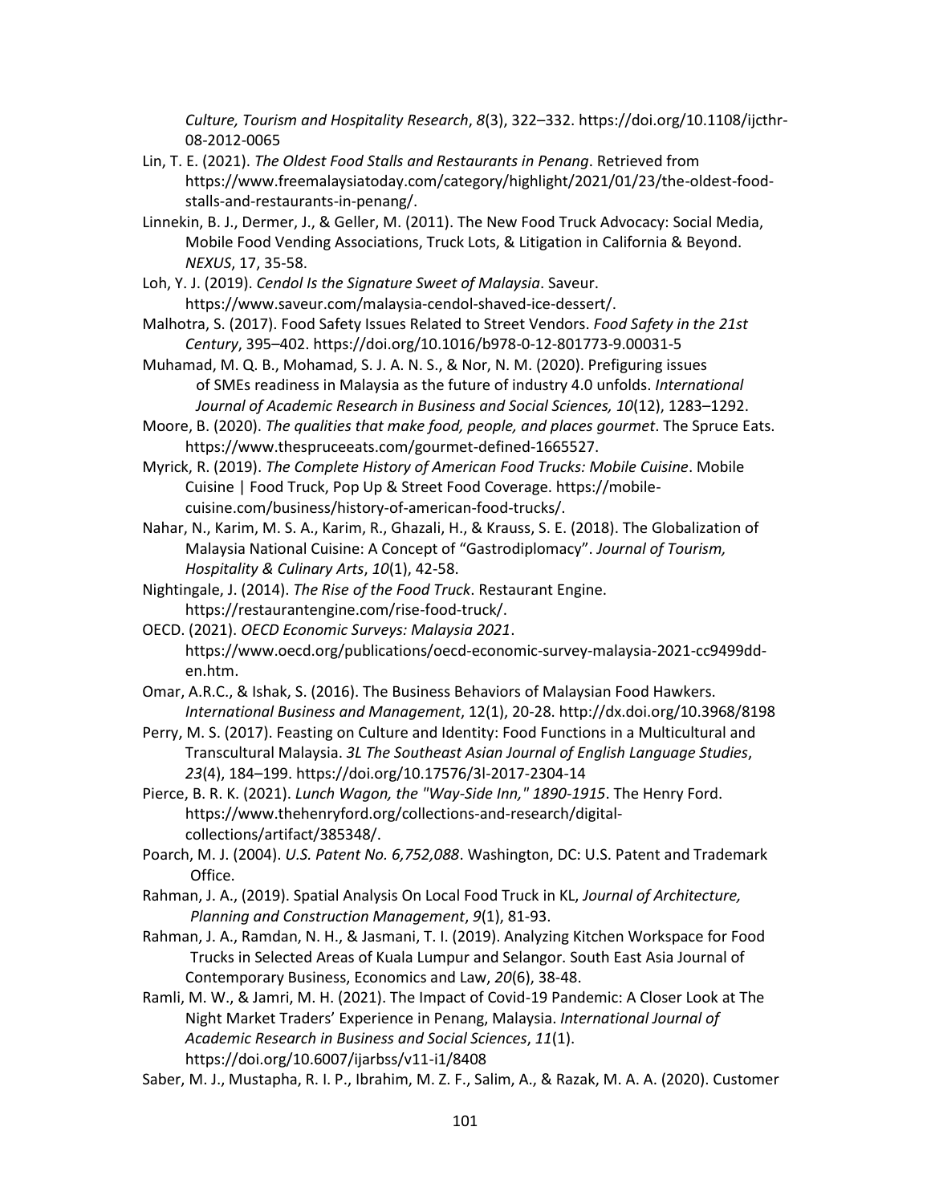*Culture, Tourism and Hospitality Research*, *8*(3), 322–332. https://doi.org/10.1108/ijcthr-08-2012-0065

Lin, T. E. (2021). *The Oldest Food Stalls and Restaurants in Penang*. Retrieved from https://www.freemalaysiatoday.com/category/highlight/2021/01/23/the-oldest-food-stalls-and-restaurants-in-penang/.

Linnekin, B. J., Dermer, J., & Geller, M. (2011). The New Food Truck Advocacy: Social Media, Mobile Food Vending Associations, Truck Lots, & Litigation in California & Beyond. *NEXUS*, 17, 35-58.

Loh, Y. J. (2019). *Cendol Is the Signature Sweet of Malaysia*. Saveur. https://www.saveur.com/malaysia-cendol-shaved-ice-dessert/.

Malhotra, S. (2017). Food Safety Issues Related to Street Vendors. *Food Safety in the 21st Century*, 395–402. https://doi.org/10.1016/b978-0-12-801773-9.00031-5

Muhamad, M. Q. B., Mohamad, S. J. A. N. S., & Nor, N. M. (2020). Prefiguring issues of SMEs readiness in Malaysia as the future of industry 4.0 unfolds. *International Journal of Academic Research in Business and Social Sciences, 10*(12), 1283–1292.

Moore, B. (2020). *The qualities that make food, people, and places gourmet*. The Spruce Eats. https://www.thespruceeats.com/gourmet-defined-1665527.

Myrick, R. (2019). *The Complete History of American Food Trucks: Mobile Cuisine*. Mobile Cuisine | Food Truck, Pop Up & Street Food Coverage. https://mobile-cuisine.com/business/history-of-american-food-trucks/.

Nahar, N., Karim, M. S. A., Karim, R., Ghazali, H., & Krauss, S. E. (2018). The Globalization of Malaysia National Cuisine: A Concept of "Gastrodiplomacy". *Journal of Tourism, Hospitality & Culinary Arts*, *10*(1), 42-58.

Nightingale, J. (2014). *The Rise of the Food Truck*. Restaurant Engine. https://restaurantengine.com/rise-food-truck/.

OECD. (2021). *OECD Economic Surveys: Malaysia 2021*. https://www.oecd.org/publications/oecd-economic-survey-malaysia-2021-cc9499dd-en.htm.

Omar, A.R.C., & Ishak, S. (2016). The Business Behaviors of Malaysian Food Hawkers. *International Business and Management*, 12(1), 20-28. http://dx.doi.org/10.3968/8198

Perry, M. S. (2017). Feasting on Culture and Identity: Food Functions in a Multicultural and Transcultural Malaysia. *3L The Southeast Asian Journal of English Language Studies*, *23*(4), 184–199. https://doi.org/10.17576/3l-2017-2304-14

Pierce, B. R. K. (2021). *Lunch Wagon, the "Way-Side Inn," 1890-1915*. The Henry Ford. https://www.thehenryford.org/collections-and-research/digital-collections/artifact/385348/.

Poarch, M. J. (2004). *U.S. Patent No. 6,752,088*. Washington, DC: U.S. Patent and Trademark Office.

Rahman, J. A., (2019). Spatial Analysis On Local Food Truck in KL, *Journal of Architecture, Planning and Construction Management*, *9*(1), 81-93.

Rahman, J. A., Ramdan, N. H., & Jasmani, T. I. (2019). Analyzing Kitchen Workspace for Food Trucks in Selected Areas of Kuala Lumpur and Selangor. South East Asia Journal of Contemporary Business, Economics and Law, *20*(6), 38-48.

Ramli, M. W., & Jamri, M. H. (2021). The Impact of Covid-19 Pandemic: A Closer Look at The Night Market Traders' Experience in Penang, Malaysia. *International Journal of Academic Research in Business and Social Sciences*, *11*(1). https://doi.org/10.6007/ijarbss/v11-i1/8408

Saber, M. J., Mustapha, R. I. P., Ibrahim, M. Z. F., Salim, A., & Razak, M. A. A. (2020). Customer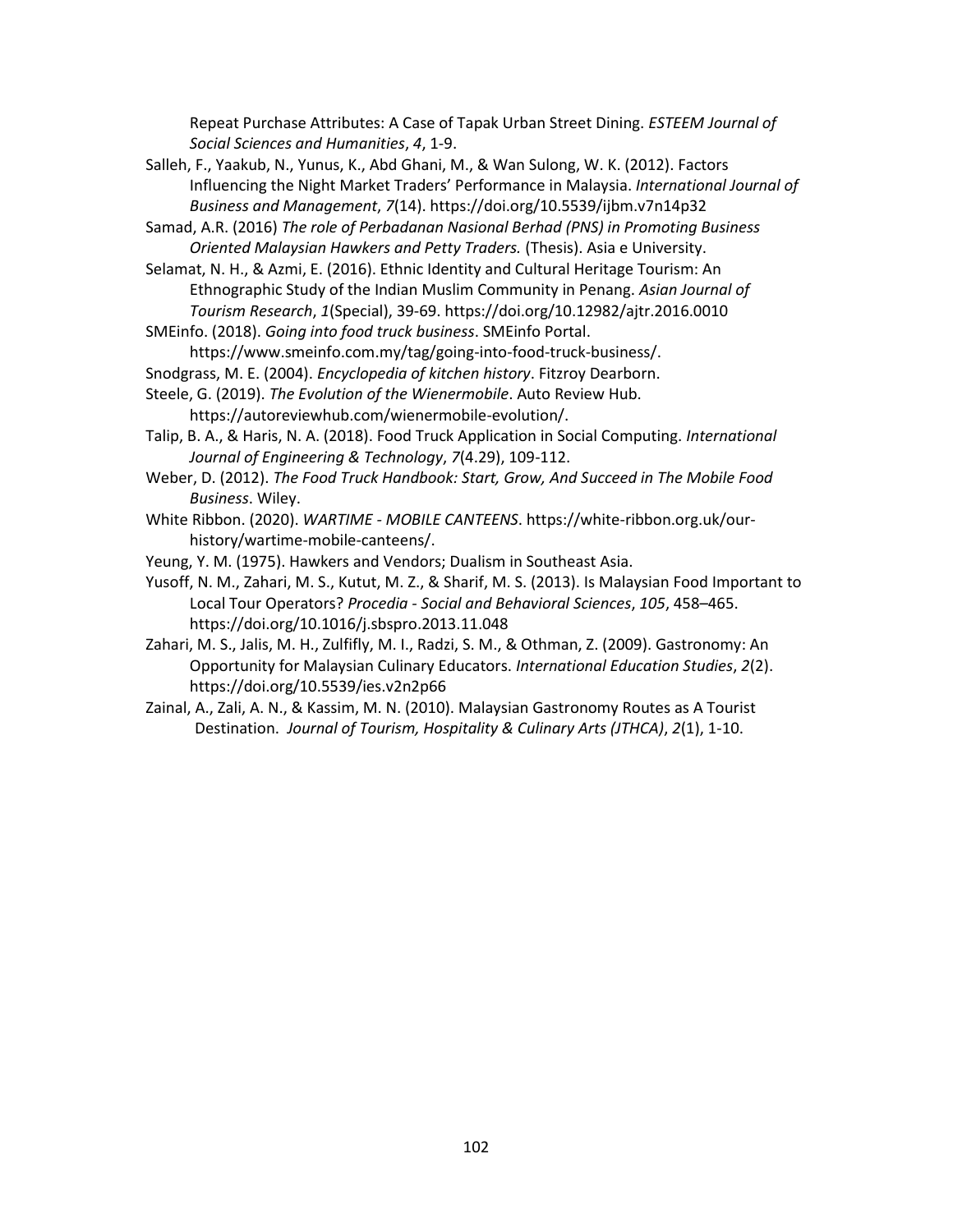Repeat Purchase Attributes: A Case of Tapak Urban Street Dining. *ESTEEM Journal of Social Sciences and Humanities*, *4*, 1-9.

Salleh, F., Yaakub, N., Yunus, K., Abd Ghani, M., & Wan Sulong, W. K. (2012). Factors Influencing the Night Market Traders' Performance in Malaysia. *International Journal of Business and Management*, *7*(14). https://doi.org/10.5539/ijbm.v7n14p32

Samad, A.R. (2016) *The role of Perbadanan Nasional Berhad (PNS) in Promoting Business Oriented Malaysian Hawkers and Petty Traders.* (Thesis). Asia e University.

Selamat, N. H., & Azmi, E. (2016). Ethnic Identity and Cultural Heritage Tourism: An Ethnographic Study of the Indian Muslim Community in Penang. *Asian Journal of Tourism Research*, *1*(Special), 39-69. https://doi.org/10.12982/ajtr.2016.0010

SMEinfo. (2018). *Going into food truck business*. SMEinfo Portal. https://www.smeinfo.com.my/tag/going-into-food-truck-business/.

Snodgrass, M. E. (2004). *Encyclopedia of kitchen history*. Fitzroy Dearborn.

Steele, G. (2019). *The Evolution of the Wienermobile*. Auto Review Hub. https://autoreviewhub.com/wienermobile-evolution/.

Talip, B. A., & Haris, N. A. (2018). Food Truck Application in Social Computing. *International Journal of Engineering & Technology*, *7*(4.29), 109-112.

Weber, D. (2012). *The Food Truck Handbook: Start, Grow, And Succeed in The Mobile Food Business*. Wiley.

White Ribbon. (2020). *WARTIME - MOBILE CANTEENS*. https://white-ribbon.org.uk/our-history/wartime-mobile-canteens/.

Yeung, Y. M. (1975). Hawkers and Vendors; Dualism in Southeast Asia.

Yusoff, N. M., Zahari, M. S., Kutut, M. Z., & Sharif, M. S. (2013). Is Malaysian Food Important to Local Tour Operators? *Procedia - Social and Behavioral Sciences*, *105*, 458–465. https://doi.org/10.1016/j.sbspro.2013.11.048

Zahari, M. S., Jalis, M. H., Zulfifly, M. I., Radzi, S. M., & Othman, Z. (2009). Gastronomy: An Opportunity for Malaysian Culinary Educators. *International Education Studies*, *2*(2). https://doi.org/10.5539/ies.v2n2p66

Zainal, A., Zali, A. N., & Kassim, M. N. (2010). Malaysian Gastronomy Routes as A Tourist Destination. *Journal of Tourism, Hospitality & Culinary Arts (JTHCA)*, *2*(1), 1-10.